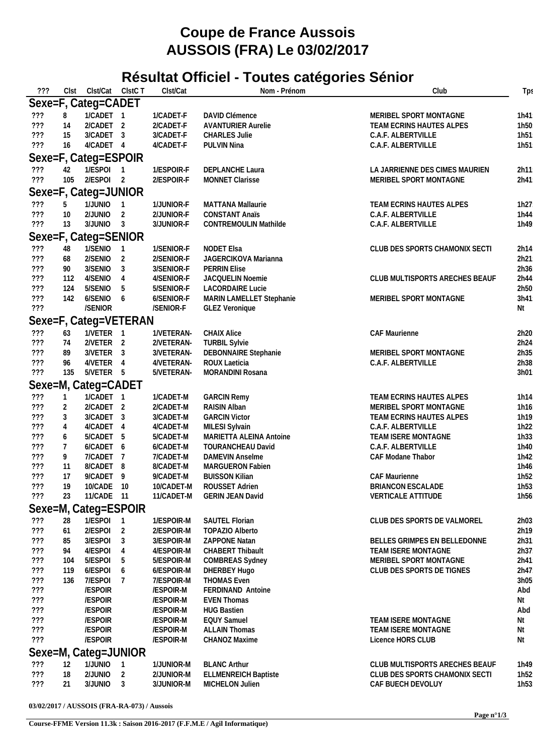# Coupe de France Aussois

# AUSSOIS (FRA) Le 03/02/2017

## Résultat Officiel - Toutes catégories Sénior

| ??? | Clst | Clst/Cat | ClstC T | Clst/Cat | Nom - Prénom | Club | Tps |
|---|---|---|---|---|---|---|---|
| **Sexe=F, Categ=CADET** | | | | | | | |
| ??? | 8 | 1/CADET | 1 | 1/CADET-F | DAVID Clémence | MERIBEL SPORT MONTAGNE | 1h41 |
| ??? | 14 | 2/CADET | 2 | 2/CADET-F | AVANTURIER Aurelie | TEAM ECRINS HAUTES ALPES | 1h50 |
| ??? | 15 | 3/CADET | 3 | 3/CADET-F | CHARLES Julie | C.A.F. ALBERTVILLE | 1h51 |
| ??? | 16 | 4/CADET | 4 | 4/CADET-F | PULVIN Nina | C.A.F. ALBERTVILLE | 1h51 |
| **Sexe=F, Categ=ESPOIR** | | | | | | | |
| ??? | 42 | 1/ESPOI | 1 | 1/ESPOIR-F | DEPLANCHE Laura | LA JARRIENNE DES CIMES MAURIEN | 2h11 |
| ??? | 105 | 2/ESPOI | 2 | 2/ESPOIR-F | MONNET Clarisse | MERIBEL SPORT MONTAGNE | 2h41 |
| **Sexe=F, Categ=JUNIOR** | | | | | | | |
| ??? | 5 | 1/JUNIO | 1 | 1/JUNIOR-F | MATTANA Mallaurie | TEAM ECRINS HAUTES ALPES | 1h27 |
| ??? | 10 | 2/JUNIO | 2 | 2/JUNIOR-F | CONSTANT Anaïs | C.A.F. ALBERTVILLE | 1h44 |
| ??? | 13 | 3/JUNIO | 3 | 3/JUNIOR-F | CONTREMOULIN Mathilde | C.A.F. ALBERTVILLE | 1h49 |
| **Sexe=F, Categ=SENIOR** | | | | | | | |
| ??? | 48 | 1/SENIO | 1 | 1/SENIOR-F | NODET Elsa | CLUB DES SPORTS CHAMONIX SECTI | 2h14 |
| ??? | 68 | 2/SENIO | 2 | 2/SENIOR-F | JAGERCIKOVA Marianna | | 2h21 |
| ??? | 90 | 3/SENIO | 3 | 3/SENIOR-F | PERRIN Elise | | 2h36 |
| ??? | 112 | 4/SENIO | 4 | 4/SENIOR-F | JACQUELIN Noemie | CLUB MULTISPORTS ARECHES BEAUF | 2h44 |
| ??? | 124 | 5/SENIO | 5 | 5/SENIOR-F | LACORDAIRE Lucie | | 2h50 |
| ??? | 142 | 6/SENIO | 6 | 6/SENIOR-F | MARIN LAMELLET Stephanie | MERIBEL SPORT MONTAGNE | 3h41 |
| ??? | | /SENIOR | | /SENIOR-F | GLEZ Veronique | | Nt |
| **Sexe=F, Categ=VETERAN** | | | | | | | |
| ??? | 63 | 1/VETER | 1 | 1/VETERAN- | CHAIX Alice | CAF Maurienne | 2h20 |
| ??? | 74 | 2/VETER | 2 | 2/VETERAN- | TURBIL Sylvie | | 2h24 |
| ??? | 89 | 3/VETER | 3 | 3/VETERAN- | DEBONNAIRE Stephanie | MERIBEL SPORT MONTAGNE | 2h35 |
| ??? | 96 | 4/VETER | 4 | 4/VETERAN- | ROUX Laeticia | C.A.F. ALBERTVILLE | 2h38 |
| ??? | 135 | 5/VETER | 5 | 5/VETERAN- | MORANDINI Rosana | | 3h01 |
| **Sexe=M, Categ=CADET** | | | | | | | |
| ??? | 1 | 1/CADET | 1 | 1/CADET-M | GARCIN Remy | TEAM ECRINS HAUTES ALPES | 1h14 |
| ??? | 2 | 2/CADET | 2 | 2/CADET-M | RAISIN Alban | MERIBEL SPORT MONTAGNE | 1h16 |
| ??? | 3 | 3/CADET | 3 | 3/CADET-M | GARCIN Victor | TEAM ECRINS HAUTES ALPES | 1h19 |
| ??? | 4 | 4/CADET | 4 | 4/CADET-M | MILESI Sylvain | C.A.F. ALBERTVILLE | 1h22 |
| ??? | 6 | 5/CADET | 5 | 5/CADET-M | MARIETTA ALEINA Antoine | TEAM ISERE MONTAGNE | 1h33 |
| ??? | 7 | 6/CADET | 6 | 6/CADET-M | TOURANCHEAU David | C.A.F. ALBERTVILLE | 1h40 |
| ??? | 9 | 7/CADET | 7 | 7/CADET-M | DAMEVIN Anselme | CAF Modane Thabor | 1h42 |
| ??? | 11 | 8/CADET | 8 | 8/CADET-M | MARGUERON Fabien | | 1h46 |
| ??? | 17 | 9/CADET | 9 | 9/CADET-M | BUISSON Kilian | CAF Maurienne | 1h52 |
| ??? | 19 | 10/CADE | 10 | 10/CADET-M | ROUSSET Adrien | BRIANCON ESCALADE | 1h53 |
| ??? | 23 | 11/CADE | 11 | 11/CADET-M | GERIN JEAN David | VERTICALE ATTITUDE | 1h56 |
| **Sexe=M, Categ=ESPOIR** | | | | | | | |
| ??? | 28 | 1/ESPOI | 1 | 1/ESPOIR-M | SAUTEL Florian | CLUB DES SPORTS DE VALMOREL | 2h03 |
| ??? | 61 | 2/ESPOI | 2 | 2/ESPOIR-M | TOPAZIO Alberto | | 2h19 |
| ??? | 85 | 3/ESPOI | 3 | 3/ESPOIR-M | ZAPPONE Natan | BELLES GRIMPES EN BELLEDONNE | 2h31 |
| ??? | 94 | 4/ESPOI | 4 | 4/ESPOIR-M | CHABERT Thibault | TEAM ISERE MONTAGNE | 2h37 |
| ??? | 104 | 5/ESPOI | 5 | 5/ESPOIR-M | COMBREAS Sydney | MERIBEL SPORT MONTAGNE | 2h41 |
| ??? | 119 | 6/ESPOI | 6 | 6/ESPOIR-M | DHERBEY Hugo | CLUB DES SPORTS DE TIGNES | 2h47 |
| ??? | 136 | 7/ESPOI | 7 | 7/ESPOIR-M | THOMAS Even | | 3h05 |
| ??? | | /ESPOIR | | /ESPOIR-M | FERDINAND Antoine | | Abd |
| ??? | | /ESPOIR | | /ESPOIR-M | EVEN Thomas | | Nt |
| ??? | | /ESPOIR | | /ESPOIR-M | HUG Bastien | | Abd |
| ??? | | /ESPOIR | | /ESPOIR-M | EQUY Samuel | TEAM ISERE MONTAGNE | Nt |
| ??? | | /ESPOIR | | /ESPOIR-M | ALLAIN Thomas | TEAM ISERE MONTAGNE | Nt |
| ??? | | /ESPOIR | | /ESPOIR-M | CHANOZ Maxime | Licence HORS CLUB | Nt |
| **Sexe=M, Categ=JUNIOR** | | | | | | | |
| ??? | 12 | 1/JUNIO | 1 | 1/JUNIOR-M | BLANC Arthur | CLUB MULTISPORTS ARECHES BEAUF | 1h49 |
| ??? | 18 | 2/JUNIO | 2 | 2/JUNIOR-M | ELLMENREICH Baptiste | CLUB DES SPORTS CHAMONIX SECTI | 1h52 |
| ??? | 21 | 3/JUNIO | 3 | 3/JUNIOR-M | MICHELON Julien | CAF BUECH DEVOLUY | 1h53 |

**03/02/2017 / AUSSOIS (FRA-RA-073) / Aussois**

**Course-FFME Version 11.3k : Saison 2016-2017 (F.F.M.E / Agil Informatique)**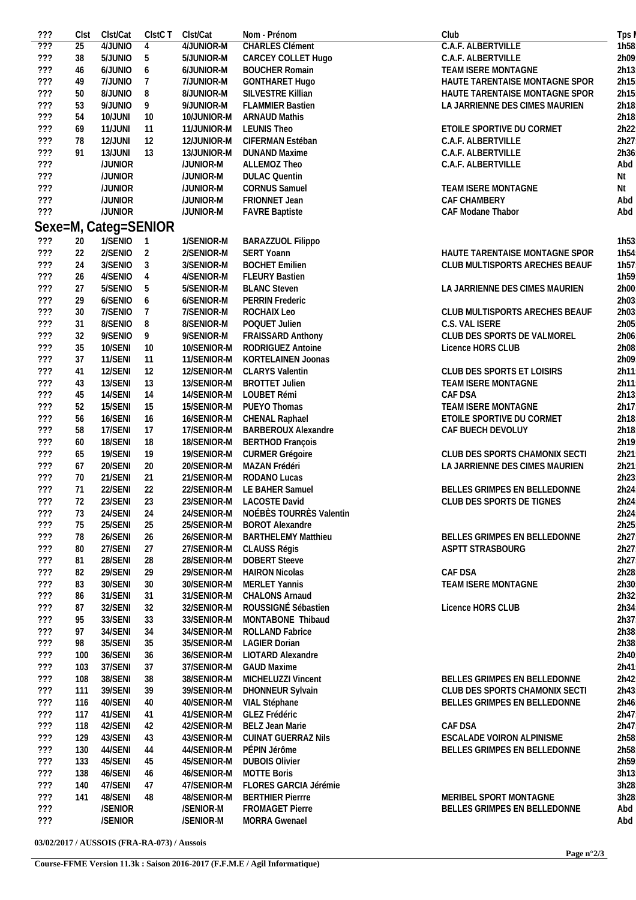| ??? | Clst | Clst/Cat | ClstC T | Clst/Cat | Nom - Prénom | Club | Tps I |
|---|---|---|---|---|---|---|---|
| ??? | 25 | 4/JUNIO | 4 | 4/JUNIOR-M | CHARLES Clément | C.A.F. ALBERTVILLE | 1h58 |
| ??? | 38 | 5/JUNIO | 5 | 5/JUNIOR-M | CARCEY COLLET Hugo | C.A.F. ALBERTVILLE | 2h09 |
| ??? | 46 | 6/JUNIO | 6 | 6/JUNIOR-M | BOUCHER Romain | TEAM ISERE MONTAGNE | 2h13 |
| ??? | 49 | 7/JUNIO | 7 | 7/JUNIOR-M | GONTHARET Hugo | HAUTE TARENTAISE MONTAGNE SPOR | 2h15 |
| ??? | 50 | 8/JUNIO | 8 | 8/JUNIOR-M | SILVESTRE Killian | HAUTE TARENTAISE MONTAGNE SPOR | 2h15 |
| ??? | 53 | 9/JUNIO | 9 | 9/JUNIOR-M | FLAMMIER Bastien | LA JARRIENNE DES CIMES MAURIEN | 2h18 |
| ??? | 54 | 10/JUNI | 10 | 10/JUNIOR-M | ARNAUD Mathis | | 2h18 |
| ??? | 69 | 11/JUNI | 11 | 11/JUNIOR-M | LEUNIS Theo | ETOILE SPORTIVE DU CORMET | 2h22 |
| ??? | 78 | 12/JUNI | 12 | 12/JUNIOR-M | CIFERMAN Estéban | C.A.F. ALBERTVILLE | 2h27 |
| ??? | 91 | 13/JUNI | 13 | 13/JUNIOR-M | DUNAND Maxime | C.A.F. ALBERTVILLE | 2h36 |
| ??? | | /JUNIOR | | /JUNIOR-M | ALLEMOZ Theo | C.A.F. ALBERTVILLE | Abd |
| ??? | | /JUNIOR | | /JUNIOR-M | DULAC Quentin | | Nt |
| ??? | | /JUNIOR | | /JUNIOR-M | CORNUS Samuel | TEAM ISERE MONTAGNE | Nt |
| ??? | | /JUNIOR | | /JUNIOR-M | FRIONNET Jean | CAF CHAMBERY | Abd |
| ??? | | /JUNIOR | | /JUNIOR-M | FAVRE Baptiste | CAF Modane Thabor | Abd |

## Sexe=M, Categ=SENIOR

| ??? | Clst | Clst/Cat | ClstC T | Clst/Cat | Nom - Prénom | Club | Tps I |
|---|---|---|---|---|---|---|---|
| ??? | 20 | 1/SENIO | 1 | 1/SENIOR-M | BARAZZUOL Filippo | | 1h53 |
| ??? | 22 | 2/SENIO | 2 | 2/SENIOR-M | SERT Yoann | HAUTE TARENTAISE MONTAGNE SPOR | 1h54 |
| ??? | 24 | 3/SENIO | 3 | 3/SENIOR-M | BOCHET Emilien | CLUB MULTISPORTS ARECHES BEAUF | 1h57 |
| ??? | 26 | 4/SENIO | 4 | 4/SENIOR-M | FLEURY Bastien | | 1h59 |
| ??? | 27 | 5/SENIO | 5 | 5/SENIOR-M | BLANC Steven | LA JARRIENNE DES CIMES MAURIEN | 2h00 |
| ??? | 29 | 6/SENIO | 6 | 6/SENIOR-M | PERRIN Frederic | | 2h03 |
| ??? | 30 | 7/SENIO | 7 | 7/SENIOR-M | ROCHAIX Leo | CLUB MULTISPORTS ARECHES BEAUF | 2h03 |
| ??? | 31 | 8/SENIO | 8 | 8/SENIOR-M | POQUET Julien | C.S. VAL ISERE | 2h05 |
| ??? | 32 | 9/SENIO | 9 | 9/SENIOR-M | FRAISSARD Anthony | CLUB DES SPORTS DE VALMOREL | 2h06 |
| ??? | 35 | 10/SENI | 10 | 10/SENIOR-M | RODRIGUEZ Antoine | Licence HORS CLUB | 2h08 |
| ??? | 37 | 11/SENI | 11 | 11/SENIOR-M | KORTELAINEN Joonas | | 2h09 |
| ??? | 41 | 12/SENI | 12 | 12/SENIOR-M | CLARYS Valentin | CLUB DES SPORTS ET LOISIRS | 2h11 |
| ??? | 43 | 13/SENI | 13 | 13/SENIOR-M | BROTTET Julien | TEAM ISERE MONTAGNE | 2h11 |
| ??? | 45 | 14/SENI | 14 | 14/SENIOR-M | LOUBET Rémi | CAF DSA | 2h13 |
| ??? | 52 | 15/SENI | 15 | 15/SENIOR-M | PUEYO Thomas | TEAM ISERE MONTAGNE | 2h17 |
| ??? | 56 | 16/SENI | 16 | 16/SENIOR-M | CHENAL Raphael | ETOILE SPORTIVE DU CORMET | 2h18 |
| ??? | 58 | 17/SENI | 17 | 17/SENIOR-M | BARBEROUX Alexandre | CAF BUECH DEVOLUY | 2h18 |
| ??? | 60 | 18/SENI | 18 | 18/SENIOR-M | BERTHOD François | | 2h19 |
| ??? | 65 | 19/SENI | 19 | 19/SENIOR-M | CURMER Grégoire | CLUB DES SPORTS CHAMONIX SECTI | 2h21 |
| ??? | 67 | 20/SENI | 20 | 20/SENIOR-M | MAZAN Frédéri | LA JARRIENNE DES CIMES MAURIEN | 2h21 |
| ??? | 70 | 21/SENI | 21 | 21/SENIOR-M | RODANO Lucas | | 2h23 |
| ??? | 71 | 22/SENI | 22 | 22/SENIOR-M | LE BAHER Samuel | BELLES GRIMPES EN BELLEDONNE | 2h24 |
| ??? | 72 | 23/SENI | 23 | 23/SENIOR-M | LACOSTE David | CLUB DES SPORTS DE TIGNES | 2h24 |
| ??? | 73 | 24/SENI | 24 | 24/SENIOR-M | NOÉBÈS TOURRÈS Valentin | | 2h24 |
| ??? | 75 | 25/SENI | 25 | 25/SENIOR-M | BOROT Alexandre | | 2h25 |
| ??? | 78 | 26/SENI | 26 | 26/SENIOR-M | BARTHELEMY Matthieu | BELLES GRIMPES EN BELLEDONNE | 2h27 |
| ??? | 80 | 27/SENI | 27 | 27/SENIOR-M | CLAUSS Régis | ASPTT STRASBOURG | 2h27 |
| ??? | 81 | 28/SENI | 28 | 28/SENIOR-M | DOBERT Steeve | | 2h27 |
| ??? | 82 | 29/SENI | 29 | 29/SENIOR-M | HAIRON Nicolas | CAF DSA | 2h28 |
| ??? | 83 | 30/SENI | 30 | 30/SENIOR-M | MERLET Yannis | TEAM ISERE MONTAGNE | 2h30 |
| ??? | 86 | 31/SENI | 31 | 31/SENIOR-M | CHALONS Arnaud | | 2h32 |
| ??? | 87 | 32/SENI | 32 | 32/SENIOR-M | ROUSSIGNÉ Sébastien | Licence HORS CLUB | 2h34 |
| ??? | 95 | 33/SENI | 33 | 33/SENIOR-M | MONTABONE Thibaud | | 2h37 |
| ??? | 97 | 34/SENI | 34 | 34/SENIOR-M | ROLLAND Fabrice | | 2h38 |
| ??? | 98 | 35/SENI | 35 | 35/SENIOR-M | LAGIER Dorian | | 2h38 |
| ??? | 100 | 36/SENI | 36 | 36/SENIOR-M | LIOTARD Alexandre | | 2h40 |
| ??? | 103 | 37/SENI | 37 | 37/SENIOR-M | GAUD Maxime | | 2h41 |
| ??? | 108 | 38/SENI | 38 | 38/SENIOR-M | MICHELUZZI Vincent | BELLES GRIMPES EN BELLEDONNE | 2h42 |
| ??? | 111 | 39/SENI | 39 | 39/SENIOR-M | DHONNEUR Sylvain | CLUB DES SPORTS CHAMONIX SECTI | 2h43 |
| ??? | 116 | 40/SENI | 40 | 40/SENIOR-M | VIAL Stéphane | BELLES GRIMPES EN BELLEDONNE | 2h46 |
| ??? | 117 | 41/SENI | 41 | 41/SENIOR-M | GLEZ Frédéric | | 2h47 |
| ??? | 118 | 42/SENI | 42 | 42/SENIOR-M | BELZ Jean Marie | CAF DSA | 2h47 |
| ??? | 129 | 43/SENI | 43 | 43/SENIOR-M | CUINAT GUERRAZ Nils | ESCALADE VOIRON ALPINISME | 2h58 |
| ??? | 130 | 44/SENI | 44 | 44/SENIOR-M | PÉPIN Jérôme | BELLES GRIMPES EN BELLEDONNE | 2h58 |
| ??? | 133 | 45/SENI | 45 | 45/SENIOR-M | DUBOIS Olivier | | 2h59 |
| ??? | 138 | 46/SENI | 46 | 46/SENIOR-M | MOTTE Boris | | 3h13 |
| ??? | 140 | 47/SENI | 47 | 47/SENIOR-M | FLORES GARCIA Jérémie | | 3h28 |
| ??? | 141 | 48/SENI | 48 | 48/SENIOR-M | BERTHIER Pierrre | MERIBEL SPORT MONTAGNE | 3h28 |
| ??? | | /SENIOR | | /SENIOR-M | FROMAGET Pierre | BELLES GRIMPES EN BELLEDONNE | Abd |
| ??? | | /SENIOR | | /SENIOR-M | MORRA Gwenael | | Abd |

**03/02/2017 / AUSSOIS (FRA-RA-073) / Aussois**

**Course-FFME Version 11.3k : Saison 2016-2017 (F.F.M.E / Agil Informatique)**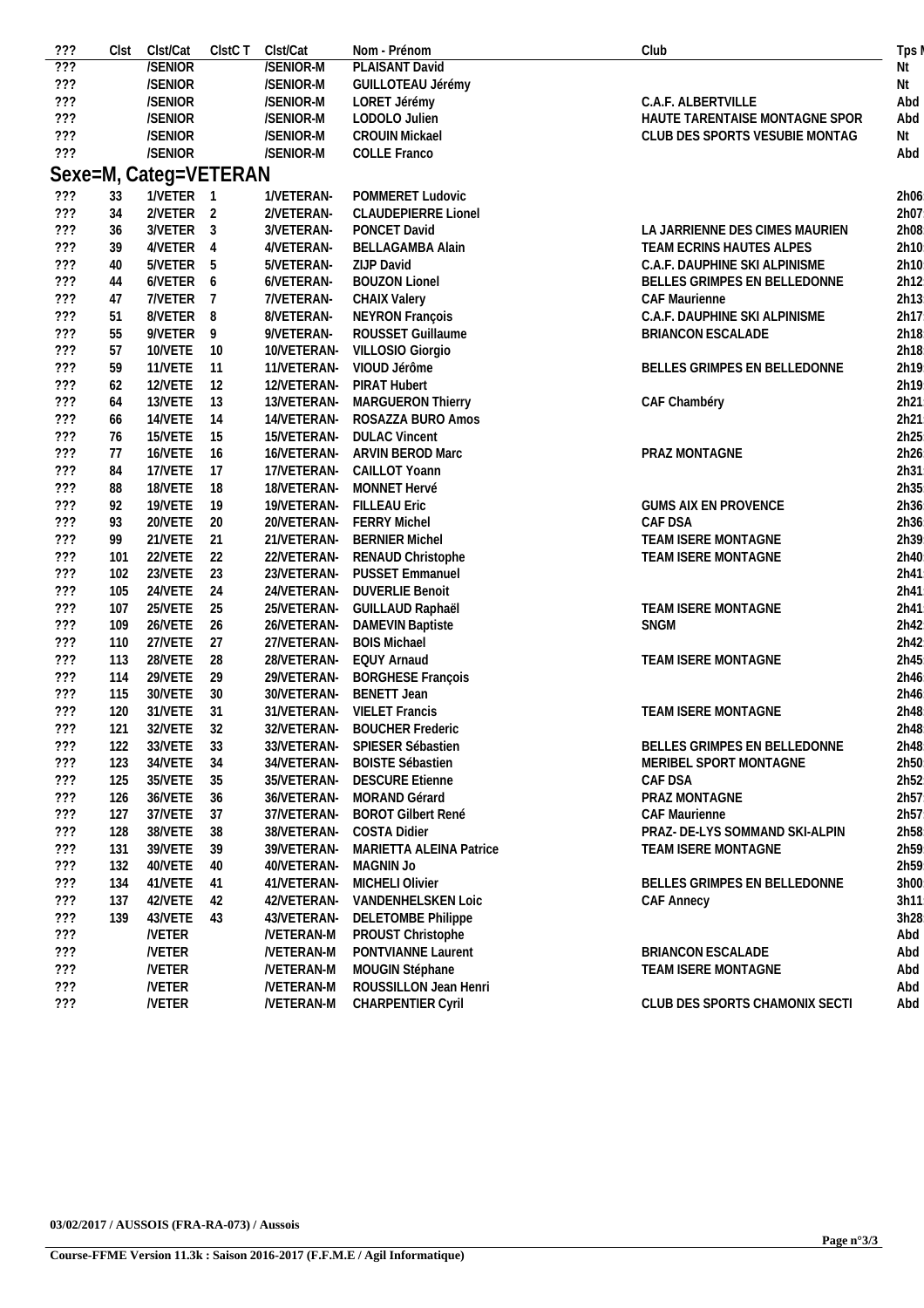| ??? | Clst | Clst/Cat | ClstC T | Clst/Cat | Nom - Prénom | Club | Tps M |
|---|---|---|---|---|---|---|---|
| ??? | | /SENIOR | | /SENIOR-M | PLAISANT David | | Nt |
| ??? | | /SENIOR | | /SENIOR-M | GUILLOTEAU Jérémy | | Nt |
| ??? | | /SENIOR | | /SENIOR-M | LORET Jérémy | C.A.F. ALBERTVILLE | Abd |
| ??? | | /SENIOR | | /SENIOR-M | LODOLO Julien | HAUTE TARENTAISE MONTAGNE SPOR | Abd |
| ??? | | /SENIOR | | /SENIOR-M | CROUIN Mickael | CLUB DES SPORTS VESUBIE MONTAG | Nt |
| ??? | | /SENIOR | | /SENIOR-M | COLLE Franco | | Abd |

## Sexe=M, Categ=VETERAN

| ??? | Clst | Clst/Cat | ClstC T | Clst/Cat | Nom - Prénom | Club | Tps M |
|---|---|---|---|---|---|---|---|
| ??? | 33 | 1/VETER | 1 | 1/VETERAN- | POMMERET Ludovic | | 2h06 |
| ??? | 34 | 2/VETER | 2 | 2/VETERAN- | CLAUDEPIERRE Lionel | | 2h07 |
| ??? | 36 | 3/VETER | 3 | 3/VETERAN- | PONCET David | LA JARRIENNE DES CIMES MAURIEN | 2h08 |
| ??? | 39 | 4/VETER | 4 | 4/VETERAN- | BELLAGAMBA Alain | TEAM ECRINS HAUTES ALPES | 2h10 |
| ??? | 40 | 5/VETER | 5 | 5/VETERAN- | ZIJP David | C.A.F. DAUPHINE SKI ALPINISME | 2h10 |
| ??? | 44 | 6/VETER | 6 | 6/VETERAN- | BOUZON Lionel | BELLES GRIMPES EN BELLEDONNE | 2h12 |
| ??? | 47 | 7/VETER | 7 | 7/VETERAN- | CHAIX Valery | CAF Maurienne | 2h13 |
| ??? | 51 | 8/VETER | 8 | 8/VETERAN- | NEYRON François | C.A.F. DAUPHINE SKI ALPINISME | 2h17 |
| ??? | 55 | 9/VETER | 9 | 9/VETERAN- | ROUSSET Guillaume | BRIANCON ESCALADE | 2h18 |
| ??? | 57 | 10/VETE | 10 | 10/VETERAN- | VILLOSIO Giorgio | | 2h18 |
| ??? | 59 | 11/VETE | 11 | 11/VETERAN- | VIOUD Jérôme | BELLES GRIMPES EN BELLEDONNE | 2h19 |
| ??? | 62 | 12/VETE | 12 | 12/VETERAN- | PIRAT Hubert | | 2h19 |
| ??? | 64 | 13/VETE | 13 | 13/VETERAN- | MARGUERON Thierry | CAF Chambéry | 2h21 |
| ??? | 66 | 14/VETE | 14 | 14/VETERAN- | ROSAZZA BURO Amos | | 2h21 |
| ??? | 76 | 15/VETE | 15 | 15/VETERAN- | DULAC Vincent | | 2h25 |
| ??? | 77 | 16/VETE | 16 | 16/VETERAN- | ARVIN BEROD Marc | PRAZ MONTAGNE | 2h26 |
| ??? | 84 | 17/VETE | 17 | 17/VETERAN- | CAILLOT Yoann | | 2h31 |
| ??? | 88 | 18/VETE | 18 | 18/VETERAN- | MONNET Hervé | | 2h35 |
| ??? | 92 | 19/VETE | 19 | 19/VETERAN- | FILLEAU Eric | GUMS AIX EN PROVENCE | 2h36 |
| ??? | 93 | 20/VETE | 20 | 20/VETERAN- | FERRY Michel | CAF DSA | 2h36 |
| ??? | 99 | 21/VETE | 21 | 21/VETERAN- | BERNIER Michel | TEAM ISERE MONTAGNE | 2h39 |
| ??? | 101 | 22/VETE | 22 | 22/VETERAN- | RENAUD Christophe | TEAM ISERE MONTAGNE | 2h40 |
| ??? | 102 | 23/VETE | 23 | 23/VETERAN- | PUSSET Emmanuel | | 2h41 |
| ??? | 105 | 24/VETE | 24 | 24/VETERAN- | DUVERLIE Benoit | | 2h41 |
| ??? | 107 | 25/VETE | 25 | 25/VETERAN- | GUILLAUD Raphaël | TEAM ISERE MONTAGNE | 2h41 |
| ??? | 109 | 26/VETE | 26 | 26/VETERAN- | DAMEVIN Baptiste | SNGM | 2h42 |
| ??? | 110 | 27/VETE | 27 | 27/VETERAN- | BOIS Michael | | 2h42 |
| ??? | 113 | 28/VETE | 28 | 28/VETERAN- | EQUY Arnaud | TEAM ISERE MONTAGNE | 2h45 |
| ??? | 114 | 29/VETE | 29 | 29/VETERAN- | BORGHESE François | | 2h46 |
| ??? | 115 | 30/VETE | 30 | 30/VETERAN- | BENETT Jean | | 2h46 |
| ??? | 120 | 31/VETE | 31 | 31/VETERAN- | VIELET Francis | TEAM ISERE MONTAGNE | 2h48 |
| ??? | 121 | 32/VETE | 32 | 32/VETERAN- | BOUCHER Frederic | | 2h48 |
| ??? | 122 | 33/VETE | 33 | 33/VETERAN- | SPIESER Sébastien | BELLES GRIMPES EN BELLEDONNE | 2h48 |
| ??? | 123 | 34/VETE | 34 | 34/VETERAN- | BOISTE Sébastien | MERIBEL SPORT MONTAGNE | 2h50 |
| ??? | 125 | 35/VETE | 35 | 35/VETERAN- | DESCURE Etienne | CAF DSA | 2h52 |
| ??? | 126 | 36/VETE | 36 | 36/VETERAN- | MORAND Gérard | PRAZ MONTAGNE | 2h57 |
| ??? | 127 | 37/VETE | 37 | 37/VETERAN- | BOROT Gilbert René | CAF Maurienne | 2h57 |
| ??? | 128 | 38/VETE | 38 | 38/VETERAN- | COSTA Didier | PRAZ- DE-LYS SOMMAND SKI-ALPIN | 2h58 |
| ??? | 131 | 39/VETE | 39 | 39/VETERAN- | MARIETTA ALEINA Patrice | TEAM ISERE MONTAGNE | 2h59 |
| ??? | 132 | 40/VETE | 40 | 40/VETERAN- | MAGNIN Jo | | 2h59 |
| ??? | 134 | 41/VETE | 41 | 41/VETERAN- | MICHELI Olivier | BELLES GRIMPES EN BELLEDONNE | 3h00 |
| ??? | 137 | 42/VETE | 42 | 42/VETERAN- | VANDENHELSKEN Loic | CAF Annecy | 3h11 |
| ??? | 139 | 43/VETE | 43 | 43/VETERAN- | DELETOMBE Philippe | | 3h28 |
| ??? | | /VETER | | /VETERAN-M | PROUST Christophe | | Abd |
| ??? | | /VETER | | /VETERAN-M | PONTVIANNE Laurent | BRIANCON ESCALADE | Abd |
| ??? | | /VETER | | /VETERAN-M | MOUGIN Stéphane | TEAM ISERE MONTAGNE | Abd |
| ??? | | /VETER | | /VETERAN-M | ROUSSILLON Jean Henri | | Abd |
| ??? | | /VETER | | /VETERAN-M | CHARPENTIER Cyril | CLUB DES SPORTS CHAMONIX SECTI | Abd |

**03/02/2017 / AUSSOIS (FRA-RA-073) / Aussois**

**Course-FFME Version 11.3k : Saison 2016-2017 (F.F.M.E / Agil Informatique)**